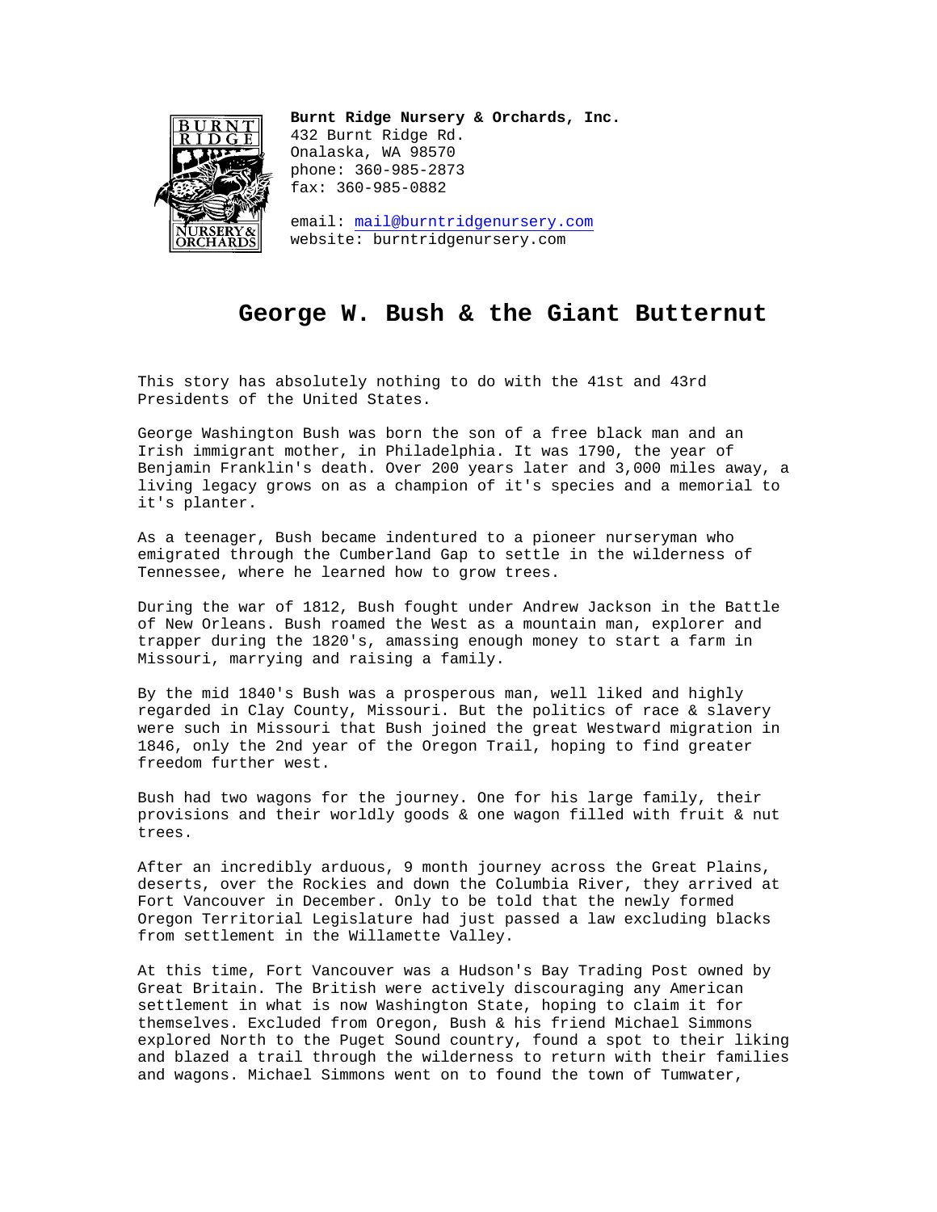**Burnt Ridge Nursery & Orchards, Inc.**
432 Burnt Ridge Rd.
Onalaska, WA 98570
phone: 360-985-2873
fax: 360-985-0882

email: mail@burntridgenursery.com
website: burntridgenursery.com

# George W. Bush & the Giant Butternut

This story has absolutely nothing to do with the 41st and 43rd Presidents of the United States.

George Washington Bush was born the son of a free black man and an Irish immigrant mother, in Philadelphia. It was 1790, the year of Benjamin Franklin's death. Over 200 years later and 3,000 miles away, a living legacy grows on as a champion of it's species and a memorial to it's planter.

As a teenager, Bush became indentured to a pioneer nurseryman who emigrated through the Cumberland Gap to settle in the wilderness of Tennessee, where he learned how to grow trees.

During the war of 1812, Bush fought under Andrew Jackson in the Battle of New Orleans. Bush roamed the West as a mountain man, explorer and trapper during the 1820's, amassing enough money to start a farm in Missouri, marrying and raising a family.

By the mid 1840's Bush was a prosperous man, well liked and highly regarded in Clay County, Missouri. But the politics of race & slavery were such in Missouri that Bush joined the great Westward migration in 1846, only the 2nd year of the Oregon Trail, hoping to find greater freedom further west.

Bush had two wagons for the journey. One for his large family, their provisions and their worldly goods & one wagon filled with fruit & nut trees.

After an incredibly arduous, 9 month journey across the Great Plains, deserts, over the Rockies and down the Columbia River, they arrived at Fort Vancouver in December. Only to be told that the newly formed Oregon Territorial Legislature had just passed a law excluding blacks from settlement in the Willamette Valley.

At this time, Fort Vancouver was a Hudson's Bay Trading Post owned by Great Britain. The British were actively discouraging any American settlement in what is now Washington State, hoping to claim it for themselves. Excluded from Oregon, Bush & his friend Michael Simmons explored North to the Puget Sound country, found a spot to their liking and blazed a trail through the wilderness to return with their families and wagons. Michael Simmons went on to found the town of Tumwater,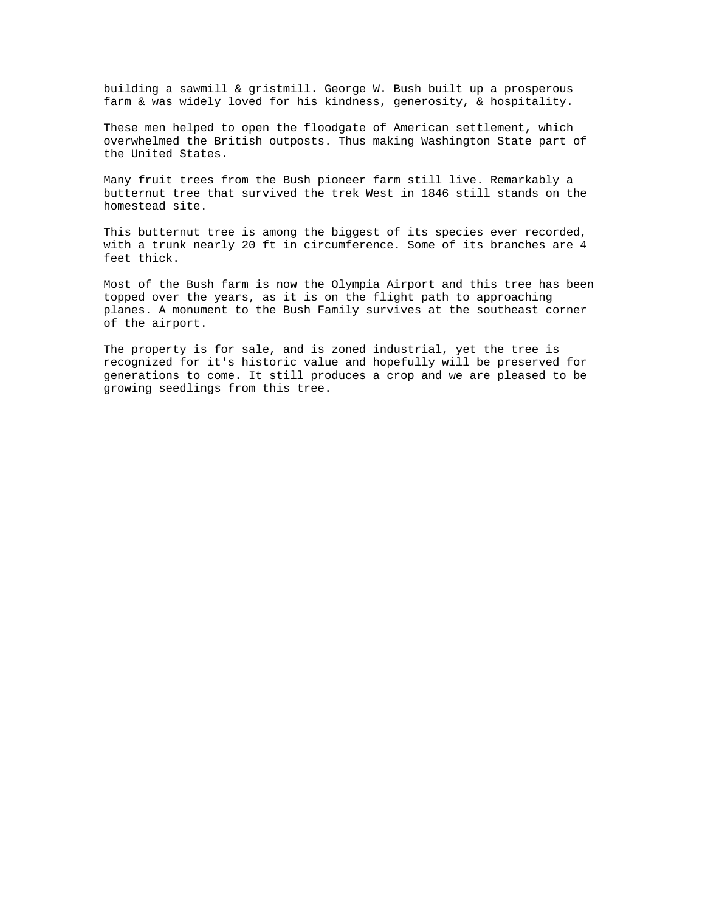building a sawmill & gristmill. George W. Bush built up a prosperous farm & was widely loved for his kindness, generosity, & hospitality.

These men helped to open the floodgate of American settlement, which overwhelmed the British outposts. Thus making Washington State part of the United States.

Many fruit trees from the Bush pioneer farm still live. Remarkably a butternut tree that survived the trek West in 1846 still stands on the homestead site.

This butternut tree is among the biggest of its species ever recorded, with a trunk nearly 20 ft in circumference. Some of its branches are 4 feet thick.

Most of the Bush farm is now the Olympia Airport and this tree has been topped over the years, as it is on the flight path to approaching planes. A monument to the Bush Family survives at the southeast corner of the airport.

The property is for sale, and is zoned industrial, yet the tree is recognized for it's historic value and hopefully will be preserved for generations to come. It still produces a crop and we are pleased to be growing seedlings from this tree.